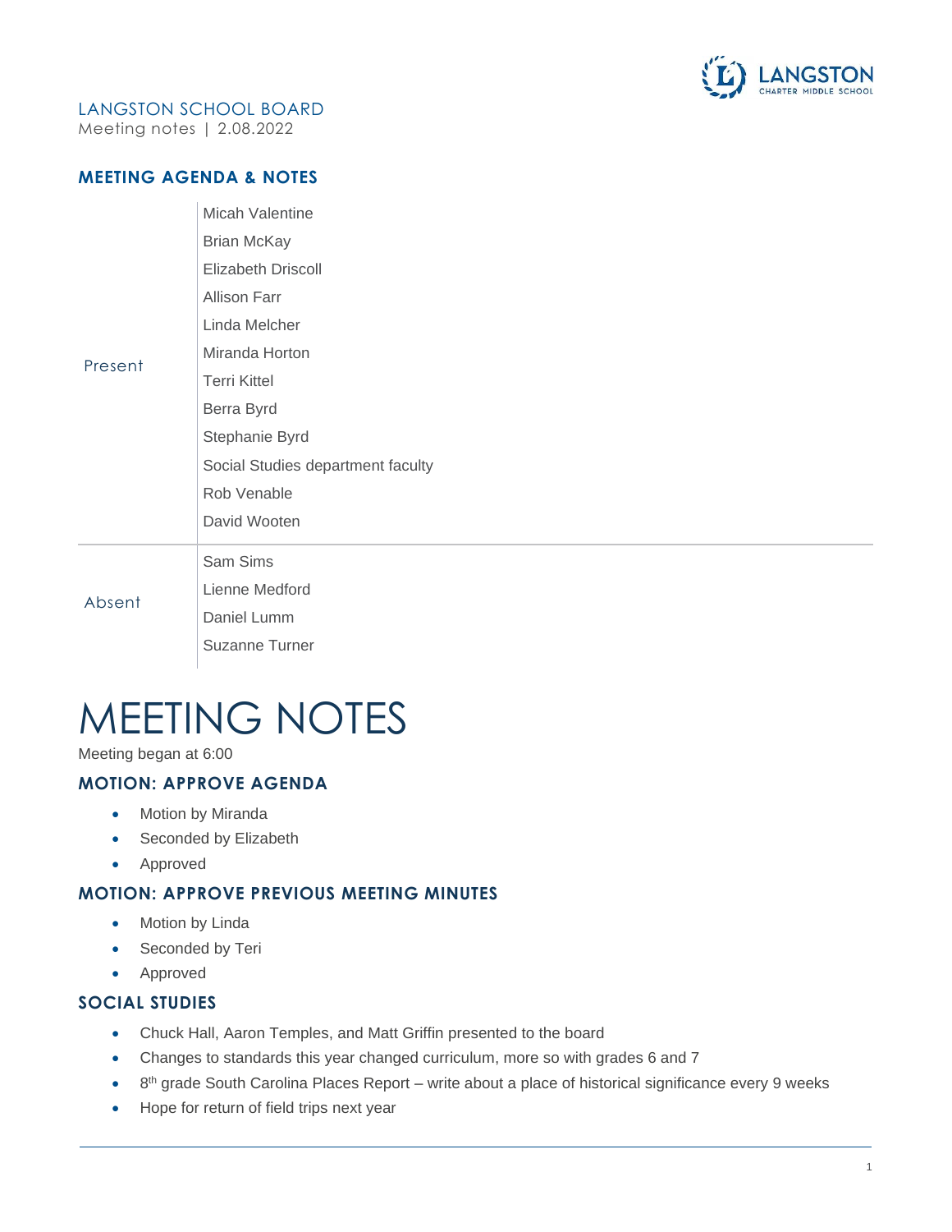LANGSTON SCHOOL BOARD

Meeting notes | 2.08.2022

## MEETING AGENDA & NOTES

| | |
|---|---|
| Present | Micah Valentine<br>Brian McKay<br>Elizabeth Driscoll<br>Allison Farr<br>Linda Melcher<br>Miranda Horton<br>Terri Kittel<br>Berra Byrd<br>Stephanie Byrd<br>Social Studies department faculty<br>Rob Venable<br>David Wooten |
| Absent | Sam Sims<br>Lienne Medford<br>Daniel Lumm<br>Suzanne Turner |

# MEETING NOTES

Meeting began at 6:00

### MOTION: APPROVE AGENDA

- Motion by Miranda
- Seconded by Elizabeth
- Approved

### MOTION: APPROVE PREVIOUS MEETING MINUTES

- Motion by Linda
- Seconded by Teri
- Approved

### SOCIAL STUDIES

- Chuck Hall, Aaron Temples, and Matt Griffin presented to the board
- Changes to standards this year changed curriculum, more so with grades 6 and 7
- 8th grade South Carolina Places Report – write about a place of historical significance every 9 weeks
- Hope for return of field trips next year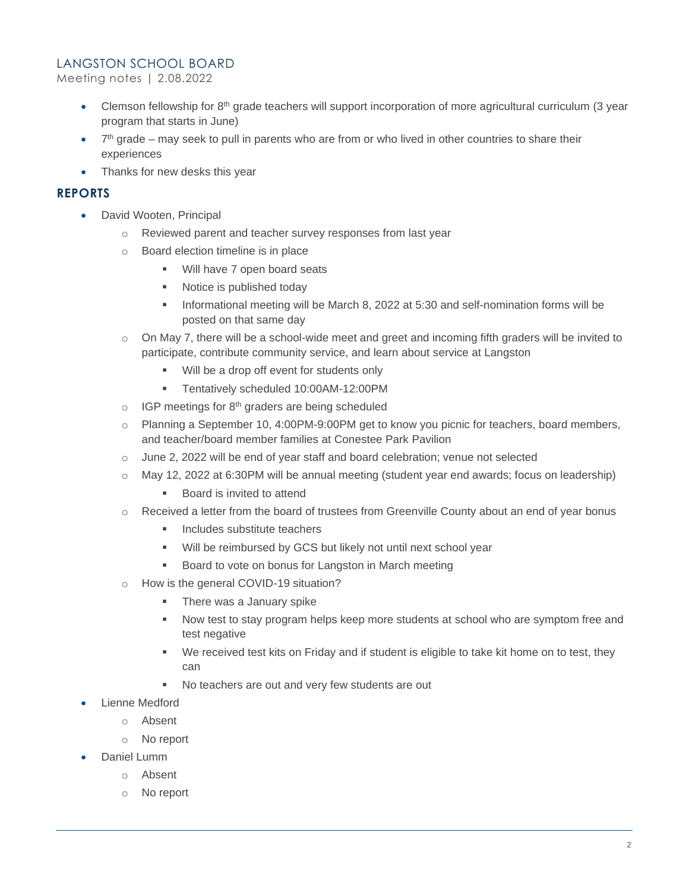- Clemson fellowship for 8th grade teachers will support incorporation of more agricultural curriculum (3 year program that starts in June)
- 7th grade – may seek to pull in parents who are from or who lived in other countries to share their experiences
- Thanks for new desks this year

## REPORTS

- David Wooten, Principal
  - Reviewed parent and teacher survey responses from last year
  - Board election timeline is in place
    - Will have 7 open board seats
    - Notice is published today
    - Informational meeting will be March 8, 2022 at 5:30 and self-nomination forms will be posted on that same day
  - On May 7, there will be a school-wide meet and greet and incoming fifth graders will be invited to participate, contribute community service, and learn about service at Langston
    - Will be a drop off event for students only
    - Tentatively scheduled 10:00AM-12:00PM
  - IGP meetings for 8th graders are being scheduled
  - Planning a September 10, 4:00PM-9:00PM get to know you picnic for teachers, board members, and teacher/board member families at Conestee Park Pavilion
  - June 2, 2022 will be end of year staff and board celebration; venue not selected
  - May 12, 2022 at 6:30PM will be annual meeting (student year end awards; focus on leadership)
    - Board is invited to attend
  - Received a letter from the board of trustees from Greenville County about an end of year bonus
    - Includes substitute teachers
    - Will be reimbursed by GCS but likely not until next school year
    - Board to vote on bonus for Langston in March meeting
  - How is the general COVID-19 situation?
    - There was a January spike
    - Now test to stay program helps keep more students at school who are symptom free and test negative
    - We received test kits on Friday and if student is eligible to take kit home on to test, they can
    - No teachers are out and very few students are out
- Lienne Medford
  - Absent
  - No report
- Daniel Lumm
  - Absent
  - No report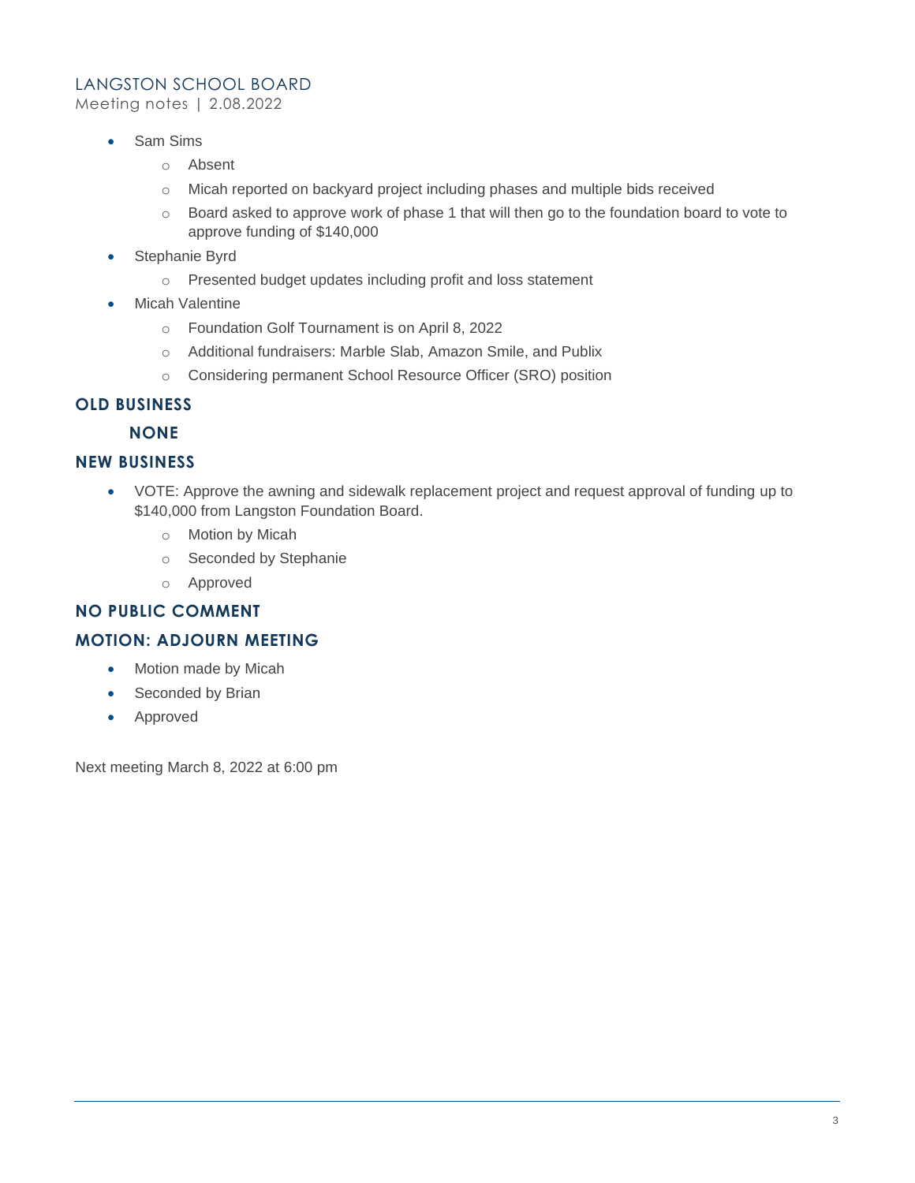- Sam Sims
  - Absent
  - Micah reported on backyard project including phases and multiple bids received
  - Board asked to approve work of phase 1 that will then go to the foundation board to vote to approve funding of $140,000
- Stephanie Byrd
  - Presented budget updates including profit and loss statement
- Micah Valentine
  - Foundation Golf Tournament is on April 8, 2022
  - Additional fundraisers: Marble Slab, Amazon Smile, and Publix
  - Considering permanent School Resource Officer (SRO) position

## OLD BUSINESS

### NONE

## NEW BUSINESS

- VOTE: Approve the awning and sidewalk replacement project and request approval of funding up to $140,000 from Langston Foundation Board.
  - Motion by Micah
  - Seconded by Stephanie
  - Approved

## NO PUBLIC COMMENT

## MOTION: ADJOURN MEETING

- Motion made by Micah
- Seconded by Brian
- Approved

Next meeting March 8, 2022 at 6:00 pm